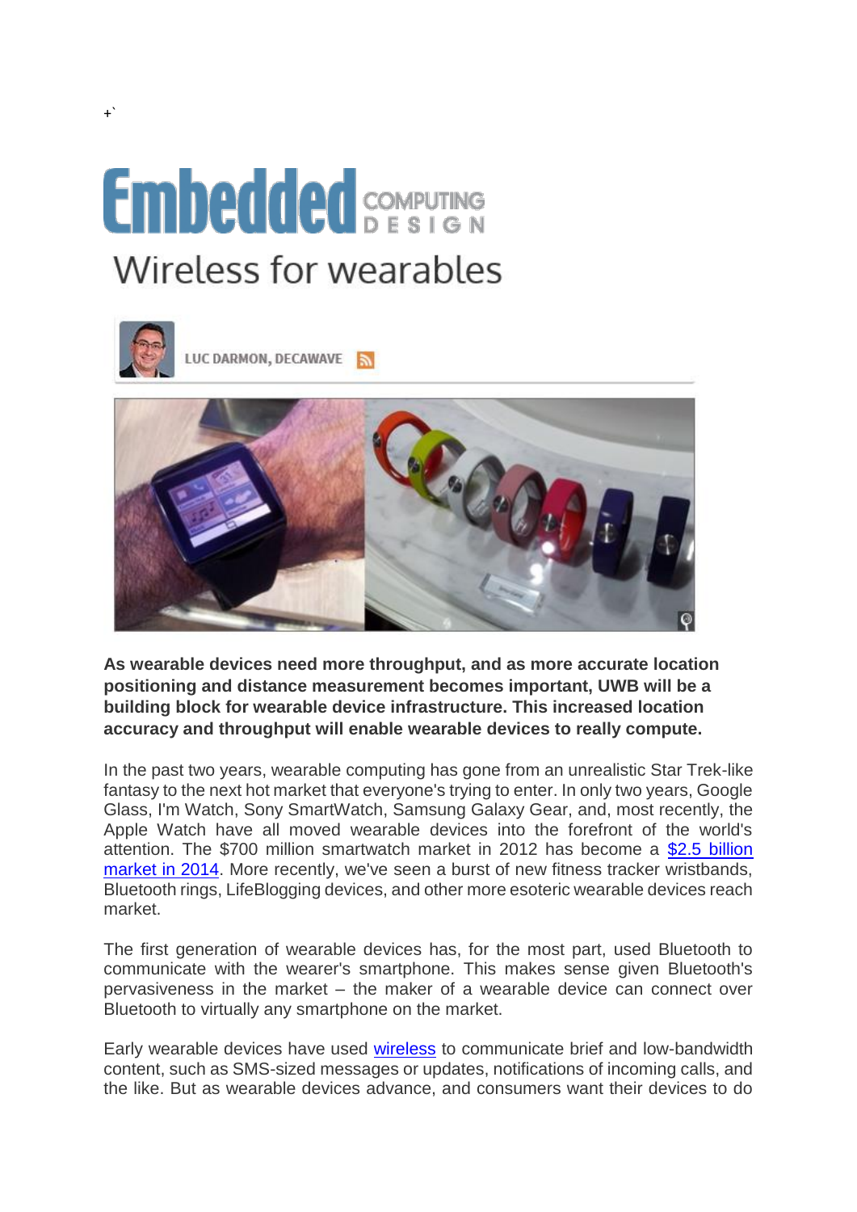+`

Embedded COMPUTING DESIGN

# Wireless for wearables

LUC DARMON, DECAWAVE

**As wearable devices need more throughput, and as more accurate location positioning and distance measurement becomes important, UWB will be a building block for wearable device infrastructure. This increased location accuracy and throughput will enable wearable devices to really compute.**

In the past two years, wearable computing has gone from an unrealistic Star Trek-like fantasy to the next hot market that everyone's trying to enter. In only two years, Google Glass, I'm Watch, Sony SmartWatch, Samsung Galaxy Gear, and, most recently, the Apple Watch have all moved wearable devices into the forefront of the world's attention. The $700 million smartwatch market in 2012 has become a [$2.5 billion market in 2014](). More recently, we've seen a burst of new fitness tracker wristbands, Bluetooth rings, LifeBlogging devices, and other more esoteric wearable devices reach market.

The first generation of wearable devices has, for the most part, used Bluetooth to communicate with the wearer's smartphone. This makes sense given Bluetooth's pervasiveness in the market – the maker of a wearable device can connect over Bluetooth to virtually any smartphone on the market.

Early wearable devices have used [wireless]() to communicate brief and low-bandwidth content, such as SMS-sized messages or updates, notifications of incoming calls, and the like. But as wearable devices advance, and consumers want their devices to do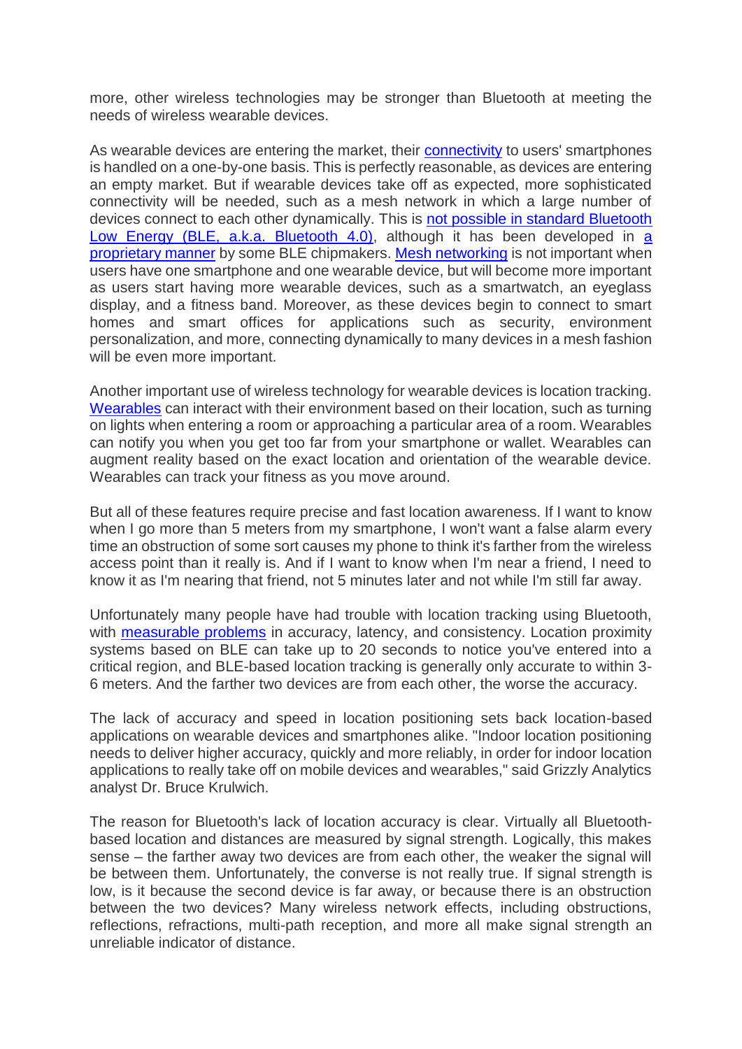more, other wireless technologies may be stronger than Bluetooth at meeting the needs of wireless wearable devices.

As wearable devices are entering the market, their connectivity to users' smartphones is handled on a one-by-one basis. This is perfectly reasonable, as devices are entering an empty market. But if wearable devices take off as expected, more sophisticated connectivity will be needed, such as a mesh network in which a large number of devices connect to each other dynamically. This is not possible in standard Bluetooth Low Energy (BLE, a.k.a. Bluetooth 4.0), although it has been developed in a proprietary manner by some BLE chipmakers. Mesh networking is not important when users have one smartphone and one wearable device, but will become more important as users start having more wearable devices, such as a smartwatch, an eyeglass display, and a fitness band. Moreover, as these devices begin to connect to smart homes and smart offices for applications such as security, environment personalization, and more, connecting dynamically to many devices in a mesh fashion will be even more important.

Another important use of wireless technology for wearable devices is location tracking. Wearables can interact with their environment based on their location, such as turning on lights when entering a room or approaching a particular area of a room. Wearables can notify you when you get too far from your smartphone or wallet. Wearables can augment reality based on the exact location and orientation of the wearable device. Wearables can track your fitness as you move around.

But all of these features require precise and fast location awareness. If I want to know when I go more than 5 meters from my smartphone, I won't want a false alarm every time an obstruction of some sort causes my phone to think it's farther from the wireless access point than it really is. And if I want to know when I'm near a friend, I need to know it as I'm nearing that friend, not 5 minutes later and not while I'm still far away.

Unfortunately many people have had trouble with location tracking using Bluetooth, with measurable problems in accuracy, latency, and consistency. Location proximity systems based on BLE can take up to 20 seconds to notice you've entered into a critical region, and BLE-based location tracking is generally only accurate to within 3-6 meters. And the farther two devices are from each other, the worse the accuracy.

The lack of accuracy and speed in location positioning sets back location-based applications on wearable devices and smartphones alike. "Indoor location positioning needs to deliver higher accuracy, quickly and more reliably, in order for indoor location applications to really take off on mobile devices and wearables," said Grizzly Analytics analyst Dr. Bruce Krulwich.

The reason for Bluetooth's lack of location accuracy is clear. Virtually all Bluetooth-based location and distances are measured by signal strength. Logically, this makes sense – the farther away two devices are from each other, the weaker the signal will be between them. Unfortunately, the converse is not really true. If signal strength is low, is it because the second device is far away, or because there is an obstruction between the two devices? Many wireless network effects, including obstructions, reflections, refractions, multi-path reception, and more all make signal strength an unreliable indicator of distance.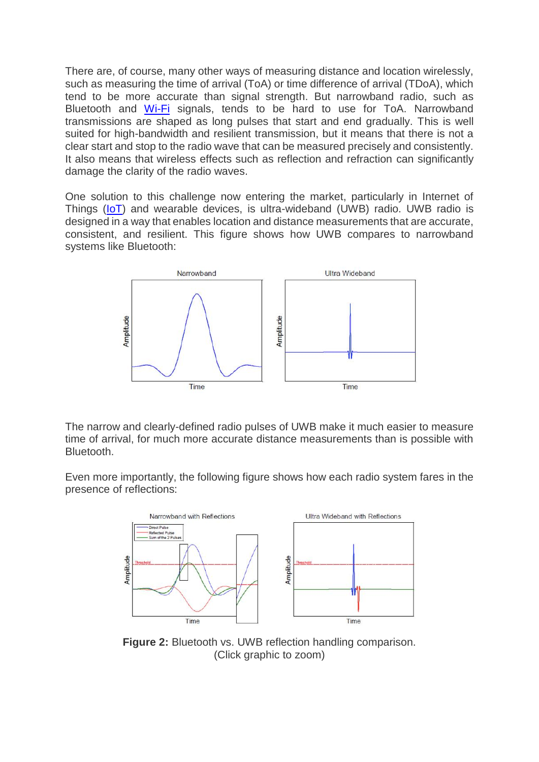There are, of course, many other ways of measuring distance and location wirelessly, such as measuring the time of arrival (ToA) or time difference of arrival (TDoA), which tend to be more accurate than signal strength. But narrowband radio, such as Bluetooth and Wi-Fi signals, tends to be hard to use for ToA. Narrowband transmissions are shaped as long pulses that start and end gradually. This is well suited for high-bandwidth and resilient transmission, but it means that there is not a clear start and stop to the radio wave that can be measured precisely and consistently. It also means that wireless effects such as reflection and refraction can significantly damage the clarity of the radio waves.

One solution to this challenge now entering the market, particularly in Internet of Things (IoT) and wearable devices, is ultra-wideband (UWB) radio. UWB radio is designed in a way that enables location and distance measurements that are accurate, consistent, and resilient. This figure shows how UWB compares to narrowband systems like Bluetooth:

Narrowband
Amplitude
Time

Ultra Wideband
Amplitude
Time

The narrow and clearly-defined radio pulses of UWB make it much easier to measure time of arrival, for much more accurate distance measurements than is possible with Bluetooth.

Even more importantly, the following figure shows how each radio system fares in the presence of reflections:

Narrowband with Reflections
Direct Pulse
Reflected Pulse
Sum of the 2 Pulses
Threshold
Amplitude
Time

Ultra Wideband with Reflections
Threshold
Amplitude
Time

**Figure 2:** Bluetooth vs. UWB reflection handling comparison. (Click graphic to zoom)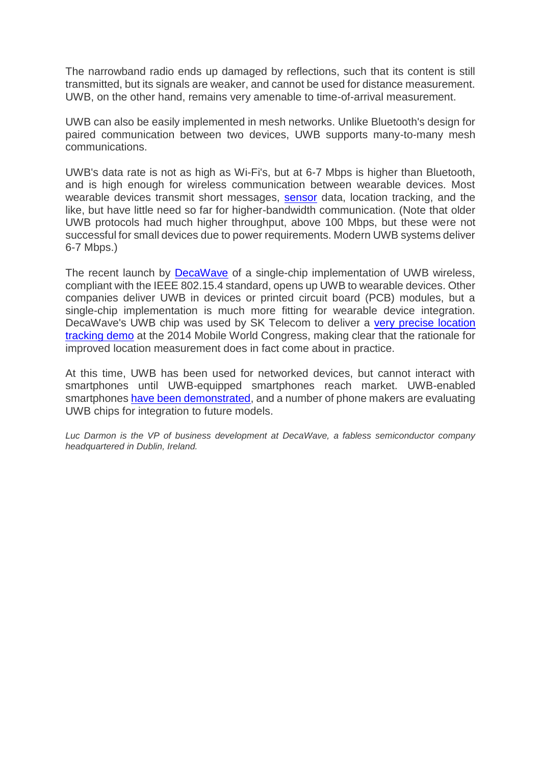The narrowband radio ends up damaged by reflections, such that its content is still transmitted, but its signals are weaker, and cannot be used for distance measurement. UWB, on the other hand, remains very amenable to time-of-arrival measurement.

UWB can also be easily implemented in mesh networks. Unlike Bluetooth's design for paired communication between two devices, UWB supports many-to-many mesh communications.

UWB's data rate is not as high as Wi-Fi's, but at 6-7 Mbps is higher than Bluetooth, and is high enough for wireless communication between wearable devices. Most wearable devices transmit short messages, sensor data, location tracking, and the like, but have little need so far for higher-bandwidth communication. (Note that older UWB protocols had much higher throughput, above 100 Mbps, but these were not successful for small devices due to power requirements. Modern UWB systems deliver 6-7 Mbps.)

The recent launch by DecaWave of a single-chip implementation of UWB wireless, compliant with the IEEE 802.15.4 standard, opens up UWB to wearable devices. Other companies deliver UWB in devices or printed circuit board (PCB) modules, but a single-chip implementation is much more fitting for wearable device integration. DecaWave's UWB chip was used by SK Telecom to deliver a very precise location tracking demo at the 2014 Mobile World Congress, making clear that the rationale for improved location measurement does in fact come about in practice.

At this time, UWB has been used for networked devices, but cannot interact with smartphones until UWB-equipped smartphones reach market. UWB-enabled smartphones have been demonstrated, and a number of phone makers are evaluating UWB chips for integration to future models.

*Luc Darmon is the VP of business development at DecaWave, a fabless semiconductor company headquartered in Dublin, Ireland.*